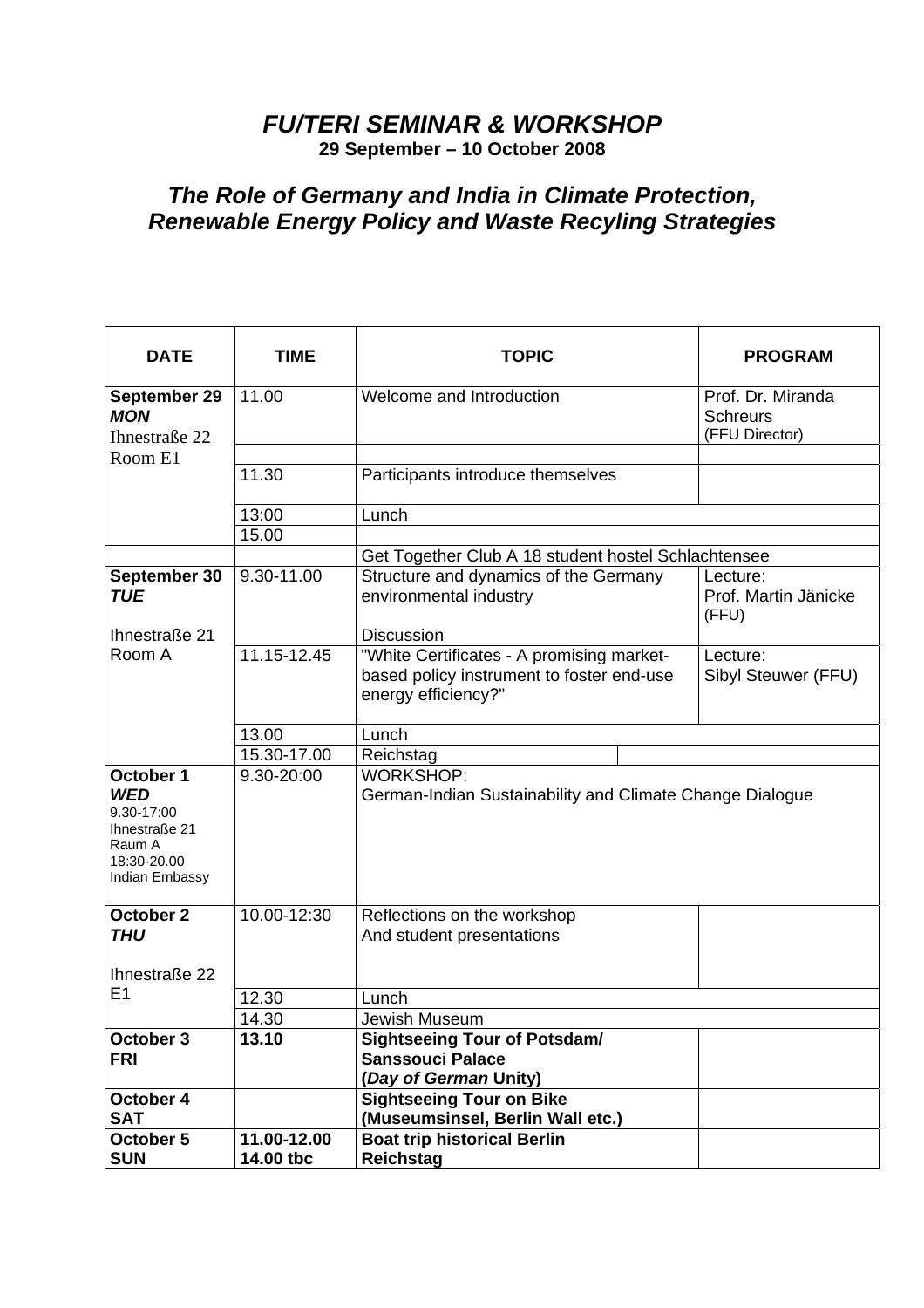# *FU/TERI SEMINAR & WORKSHOP*

**29 September – 10 October 2008**

## *The Role of Germany and India in Climate Protection, Renewable Energy Policy and Waste Recyling Strategies*

| DATE | TIME | TOPIC | PROGRAM |
|---|---|---|---|
| **September 29** ***MON*** Ihnestraße 22 Room E1 | 11.00 | Welcome and Introduction | Prof. Dr. Miranda Schreurs (FFU Director) |
| | | | |
| | 11.30 | Participants introduce themselves | |
| | 13:00 | Lunch | |
| | 15.00 | | |
| | | Get Together Club A 18 student hostel Schlachtensee | |
| **September 30** ***TUE*** Ihnestraße 21 Room A | 9.30-11.00 | Structure and dynamics of the Germany environmental industry Discussion | Lecture: Prof. Martin Jänicke (FFU) |
| | 11.15-12.45 | "White Certificates - A promising market-based policy instrument to foster end-use energy efficiency?" | Lecture: Sibyl Steuwer (FFU) |
| | 13.00 | Lunch | |
| | 15.30-17.00 | Reichstag | |
| **October 1** ***WED*** 9.30-17:00 Ihnestraße 21 Raum A 18:30-20.00 Indian Embassy | 9.30-20:00 | WORKSHOP: German-Indian Sustainability and Climate Change Dialogue | |
| **October 2** ***THU*** Ihnestraße 22 E1 | 10.00-12:30 | Reflections on the workshop And student presentations | |
| | 12.30 | Lunch | |
| | 14.30 | Jewish Museum | |
| **October 3** **FRI** | **13.10** | **Sightseeing Tour of Potsdam/ Sanssouci Palace (*Day of German* Unity)** | |
| **October 4** **SAT** | | **Sightseeing Tour on Bike (Museumsinsel, Berlin Wall etc.)** | |
| **October 5** **SUN** | **11.00-12.00** **14.00 tbc** | **Boat trip historical Berlin** **Reichstag** | |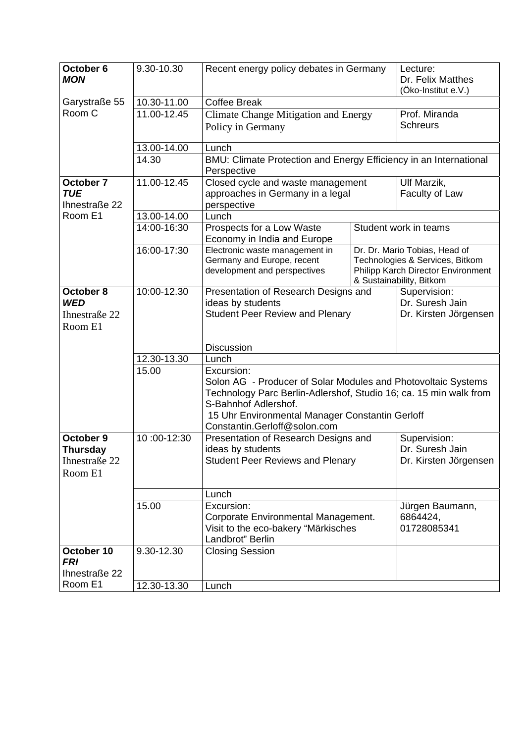| | | | |
|---|---|---|---|
| **October 6** ***MON*** Garystraße 55 Room C | 9.30-10.30 | Recent energy policy debates in Germany | Lecture: Dr. Felix Matthes (Öko-Institut e.V.) |
| | 10.30-11.00 | Coffee Break | |
| | 11.00-12.45 | Climate Change Mitigation and Energy Policy in Germany | Prof. Miranda Schreurs |
| | 13.00-14.00 | Lunch | |
| | 14.30 | BMU: Climate Protection and Energy Efficiency in an International Perspective | |
| **October 7** ***TUE*** Ihnestraße 22 Room E1 | 11.00-12.45 | Closed cycle and waste management approaches in Germany in a legal perspective | Ulf Marzik, Faculty of Law |
| | 13.00-14.00 | Lunch | |
| | 14:00-16:30 | Prospects for a Low Waste Economy in India and Europe | Student work in teams |
| | 16:00-17:30 | Electronic waste management in Germany and Europe, recent development and perspectives | Dr. Dr. Mario Tobias, Head of Technologies & Services, Bitkom Philipp Karch Director Environment & Sustainability, Bitkom |
| **October 8** ***WED*** Ihnestraße 22 Room E1 | 10:00-12.30 | Presentation of Research Designs and ideas by students Student Peer Review and Plenary Discussion | Supervision: Dr. Suresh Jain Dr. Kirsten Jörgensen |
| | 12.30-13.30 | Lunch | |
| | 15.00 | Excursion: Solon AG - Producer of Solar Modules and Photovoltaic Systems Technology Parc Berlin-Adlershof, Studio 16; ca. 15 min walk from S-Bahnhof Adlershof. 15 Uhr Environmental Manager Constantin Gerloff Constantin.Gerloff@solon.com | |
| **October 9** **Thursday** Ihnestraße 22 Room E1 | 10 :00-12:30 | Presentation of Research Designs and ideas by students Student Peer Reviews and Plenary | Supervision: Dr. Suresh Jain Dr. Kirsten Jörgensen |
| | | Lunch | |
| | 15.00 | Excursion: Corporate Environmental Management. Visit to the eco-bakery "Märkisches Landbrot" Berlin | Jürgen Baumann, 6864424, 01728085341 |
| **October 10** ***FRI*** Ihnestraße 22 Room E1 | 9.30-12.30 | Closing Session | |
| | 12.30-13.30 | Lunch | |